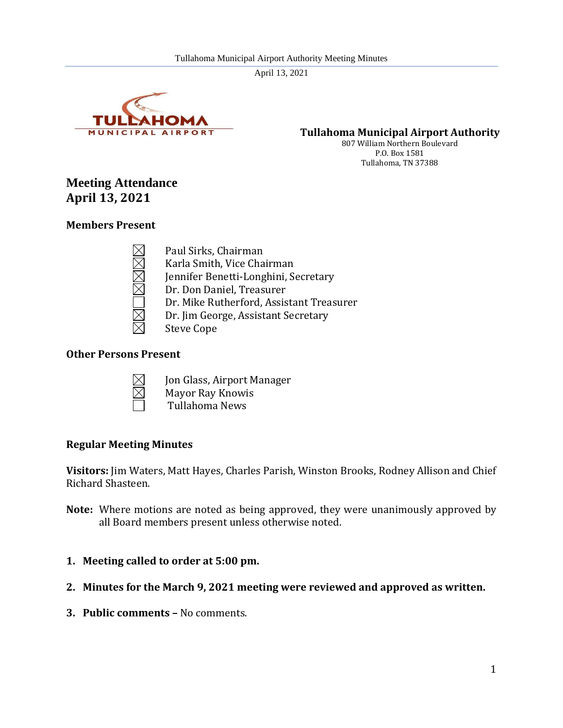**Tullahoma Municipal Airport Authority**
807 William Northern Boulevard
P.O. Box 1581
Tullahoma, TN 37388

## Meeting Attendance
## April 13, 2021

### Members Present

- ☒ Paul Sirks, Chairman
- ☒ Karla Smith, Vice Chairman
- ☒ Jennifer Benetti-Longhini, Secretary
- ☒ Dr. Don Daniel, Treasurer
- ☐ Dr. Mike Rutherford, Assistant Treasurer
- ☒ Dr. Jim George, Assistant Secretary
- ☒ Steve Cope

### Other Persons Present

- ☒ Jon Glass, Airport Manager
- ☒ Mayor Ray Knowis
- ☐ Tullahoma News

### Regular Meeting Minutes

**Visitors:** Jim Waters, Matt Hayes, Charles Parish, Winston Brooks, Rodney Allison and Chief Richard Shasteen.

**Note:** Where motions are noted as being approved, they were unanimously approved by all Board members present unless otherwise noted.

1. **Meeting called to order at 5:00 pm.**
2. **Minutes for the March 9, 2021 meeting were reviewed and approved as written.**
3. **Public comments –** No comments.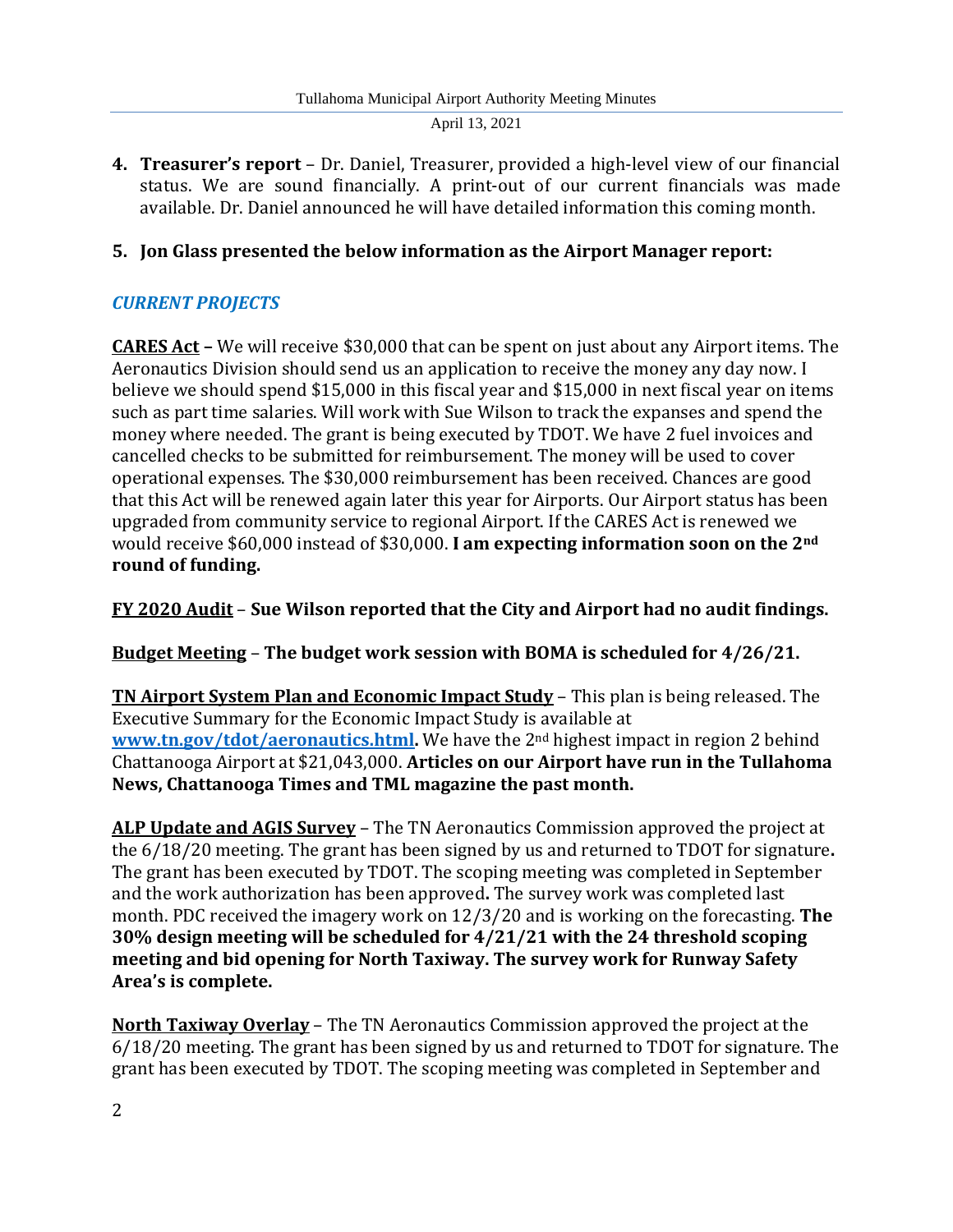4. **Treasurer's report** – Dr. Daniel, Treasurer, provided a high-level view of our financial status. We are sound financially. A print-out of our current financials was made available. Dr. Daniel announced he will have detailed information this coming month.

5. **Jon Glass presented the below information as the Airport Manager report:**

***CURRENT PROJECTS***

**CARES Act –** We will receive $30,000 that can be spent on just about any Airport items. The Aeronautics Division should send us an application to receive the money any day now. I believe we should spend $15,000 in this fiscal year and $15,000 in next fiscal year on items such as part time salaries. Will work with Sue Wilson to track the expanses and spend the money where needed. The grant is being executed by TDOT. We have 2 fuel invoices and cancelled checks to be submitted for reimbursement. The money will be used to cover operational expenses. The $30,000 reimbursement has been received. Chances are good that this Act will be renewed again later this year for Airports. Our Airport status has been upgraded from community service to regional Airport. If the CARES Act is renewed we would receive $60,000 instead of $30,000. **I am expecting information soon on the 2nd round of funding.**

**FY 2020 Audit** – **Sue Wilson reported that the City and Airport had no audit findings.**

**Budget Meeting** – **The budget work session with BOMA is scheduled for 4/26/21.**

**TN Airport System Plan and Economic Impact Study** – This plan is being released. The Executive Summary for the Economic Impact Study is available at **www.tn.gov/tdot/aeronautics.html.** We have the 2nd highest impact in region 2 behind Chattanooga Airport at $21,043,000. **Articles on our Airport have run in the Tullahoma News, Chattanooga Times and TML magazine the past month.**

**ALP Update and AGIS Survey** – The TN Aeronautics Commission approved the project at the 6/18/20 meeting. The grant has been signed by us and returned to TDOT for signature**.** The grant has been executed by TDOT. The scoping meeting was completed in September and the work authorization has been approved**.** The survey work was completed last month. PDC received the imagery work on 12/3/20 and is working on the forecasting. **The 30% design meeting will be scheduled for 4/21/21 with the 24 threshold scoping meeting and bid opening for North Taxiway. The survey work for Runway Safety Area's is complete.**

**North Taxiway Overlay** – The TN Aeronautics Commission approved the project at the 6/18/20 meeting. The grant has been signed by us and returned to TDOT for signature. The grant has been executed by TDOT. The scoping meeting was completed in September and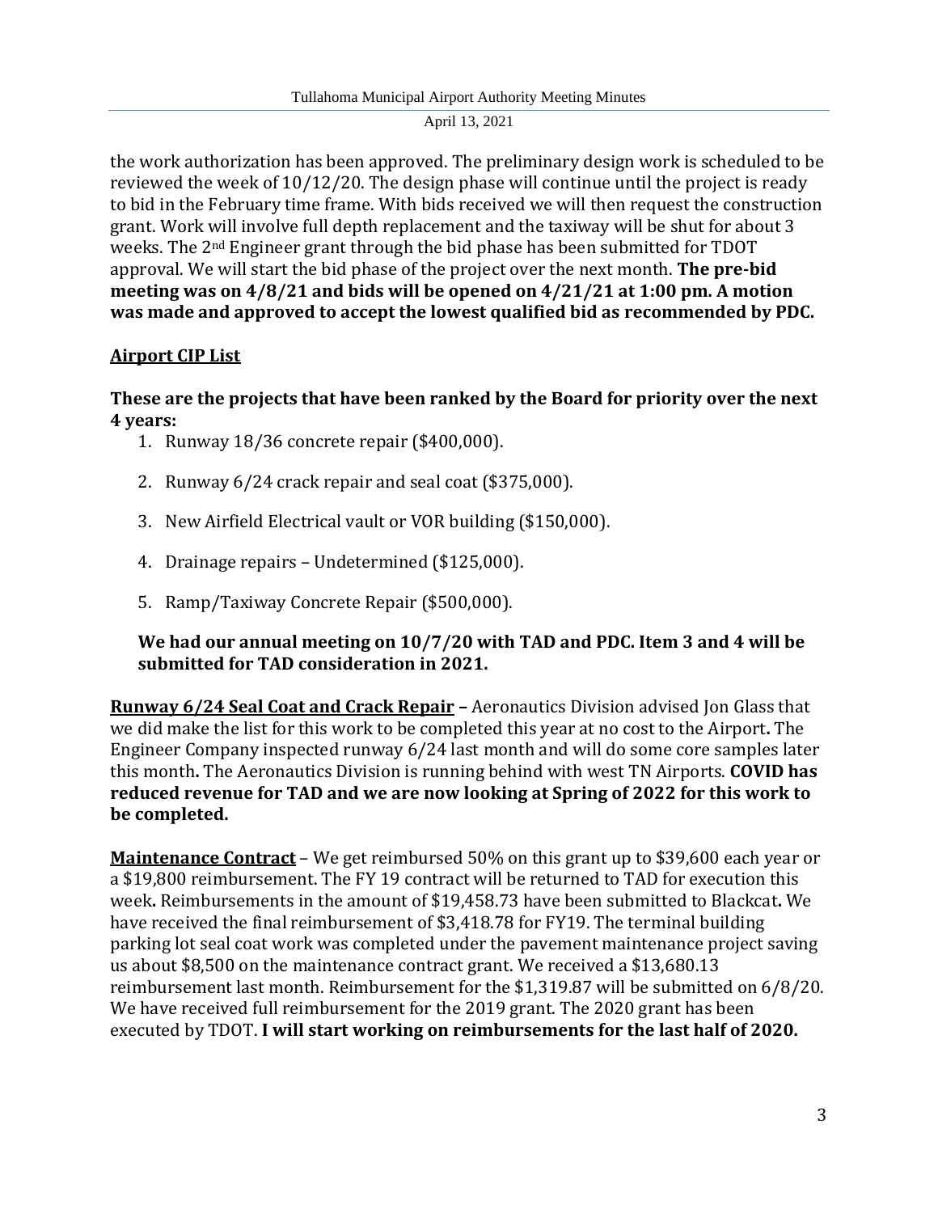the work authorization has been approved. The preliminary design work is scheduled to be reviewed the week of 10/12/20. The design phase will continue until the project is ready to bid in the February time frame. With bids received we will then request the construction grant. Work will involve full depth replacement and the taxiway will be shut for about 3 weeks. The 2nd Engineer grant through the bid phase has been submitted for TDOT approval. We will start the bid phase of the project over the next month. **The pre-bid meeting was on 4/8/21 and bids will be opened on 4/21/21 at 1:00 pm. A motion was made and approved to accept the lowest qualified bid as recommended by PDC.**

**<u>Airport CIP List</u>**

**These are the projects that have been ranked by the Board for priority over the next 4 years:**

1. Runway 18/36 concrete repair ($400,000).
2. Runway 6/24 crack repair and seal coat ($375,000).
3. New Airfield Electrical vault or VOR building ($150,000).
4. Drainage repairs – Undetermined ($125,000).
5. Ramp/Taxiway Concrete Repair ($500,000).

**We had our annual meeting on 10/7/20 with TAD and PDC. Item 3 and 4 will be submitted for TAD consideration in 2021.**

**<u>Runway 6/24 Seal Coat and Crack Repair</u> –** Aeronautics Division advised Jon Glass that we did make the list for this work to be completed this year at no cost to the Airport**.** The Engineer Company inspected runway 6/24 last month and will do some core samples later this month**.** The Aeronautics Division is running behind with west TN Airports. **COVID has reduced revenue for TAD and we are now looking at Spring of 2022 for this work to be completed.**

**<u>Maintenance Contract</u>** – We get reimbursed 50% on this grant up to $39,600 each year or a $19,800 reimbursement. The FY 19 contract will be returned to TAD for execution this week**.** Reimbursements in the amount of $19,458.73 have been submitted to Blackcat**.** We have received the final reimbursement of $3,418.78 for FY19. The terminal building parking lot seal coat work was completed under the pavement maintenance project saving us about $8,500 on the maintenance contract grant. We received a $13,680.13 reimbursement last month. Reimbursement for the $1,319.87 will be submitted on 6/8/20. We have received full reimbursement for the 2019 grant. The 2020 grant has been executed by TDOT. **I will start working on reimbursements for the last half of 2020.**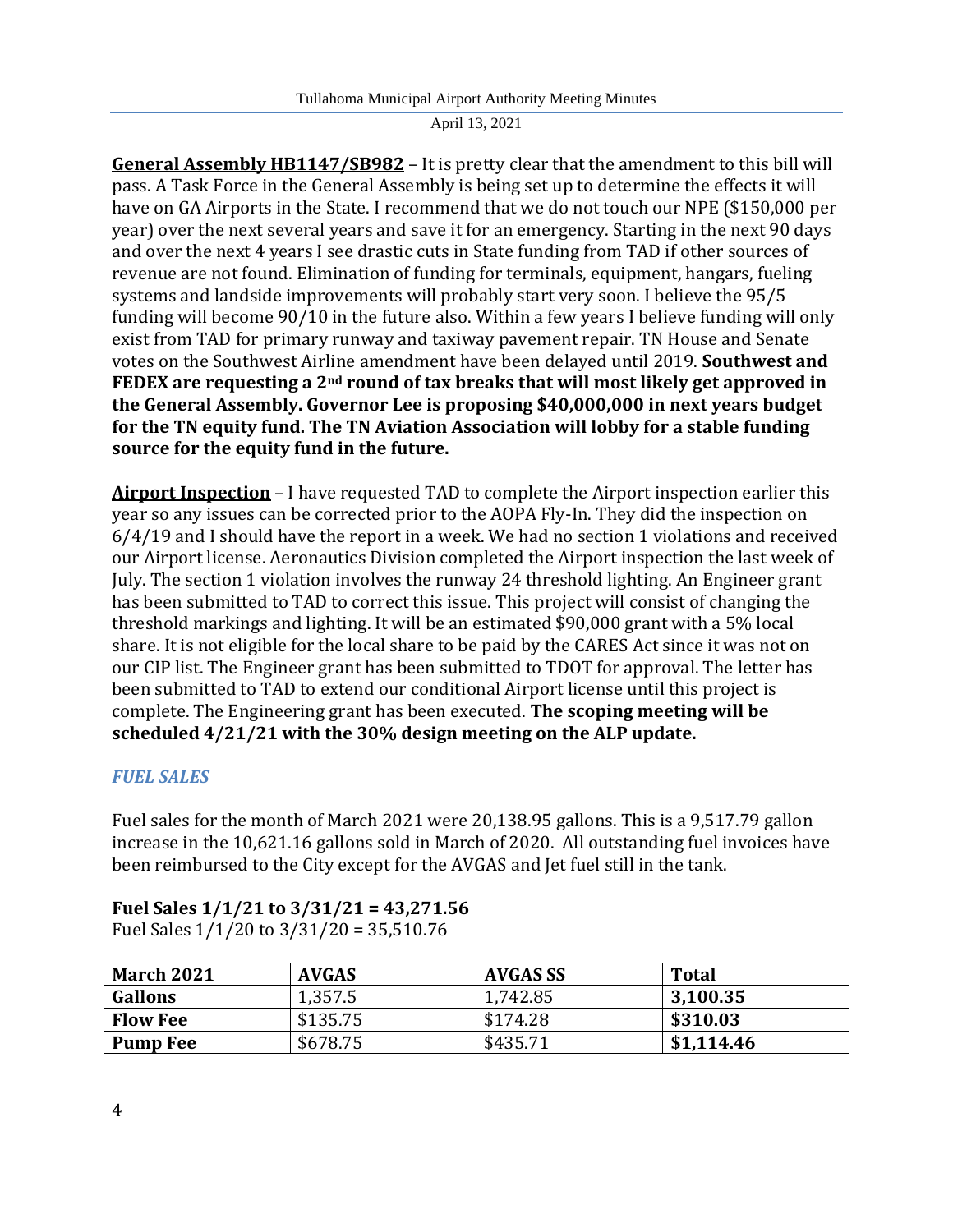**<u>General Assembly HB1147/SB982</u>** – It is pretty clear that the amendment to this bill will pass. A Task Force in the General Assembly is being set up to determine the effects it will have on GA Airports in the State. I recommend that we do not touch our NPE ($150,000 per year) over the next several years and save it for an emergency. Starting in the next 90 days and over the next 4 years I see drastic cuts in State funding from TAD if other sources of revenue are not found. Elimination of funding for terminals, equipment, hangars, fueling systems and landside improvements will probably start very soon. I believe the 95/5 funding will become 90/10 in the future also. Within a few years I believe funding will only exist from TAD for primary runway and taxiway pavement repair. TN House and Senate votes on the Southwest Airline amendment have been delayed until 2019. **Southwest and FEDEX are requesting a 2nd round of tax breaks that will most likely get approved in the General Assembly. Governor Lee is proposing $40,000,000 in next years budget for the TN equity fund. The TN Aviation Association will lobby for a stable funding source for the equity fund in the future.**

**<u>Airport Inspection</u>** – I have requested TAD to complete the Airport inspection earlier this year so any issues can be corrected prior to the AOPA Fly-In. They did the inspection on 6/4/19 and I should have the report in a week. We had no section 1 violations and received our Airport license. Aeronautics Division completed the Airport inspection the last week of July. The section 1 violation involves the runway 24 threshold lighting. An Engineer grant has been submitted to TAD to correct this issue. This project will consist of changing the threshold markings and lighting. It will be an estimated $90,000 grant with a 5% local share. It is not eligible for the local share to be paid by the CARES Act since it was not on our CIP list. The Engineer grant has been submitted to TDOT for approval. The letter has been submitted to TAD to extend our conditional Airport license until this project is complete. The Engineering grant has been executed. **The scoping meeting will be scheduled 4/21/21 with the 30% design meeting on the ALP update.**

### *FUEL SALES*

Fuel sales for the month of March 2021 were 20,138.95 gallons. This is a 9,517.79 gallon increase in the 10,621.16 gallons sold in March of 2020. All outstanding fuel invoices have been reimbursed to the City except for the AVGAS and Jet fuel still in the tank.

**Fuel Sales 1/1/21 to 3/31/21 = 43,271.56**
Fuel Sales 1/1/20 to 3/31/20 = 35,510.76

| **March 2021** | **AVGAS** | **AVGAS SS** | **Total** |
|---|---|---|---|
| **Gallons** | 1,357.5 | 1,742.85 | **3,100.35** |
| **Flow Fee** | $135.75 | $174.28 | **$310.03** |
| **Pump Fee** | $678.75 | $435.71 | **$1,114.46** |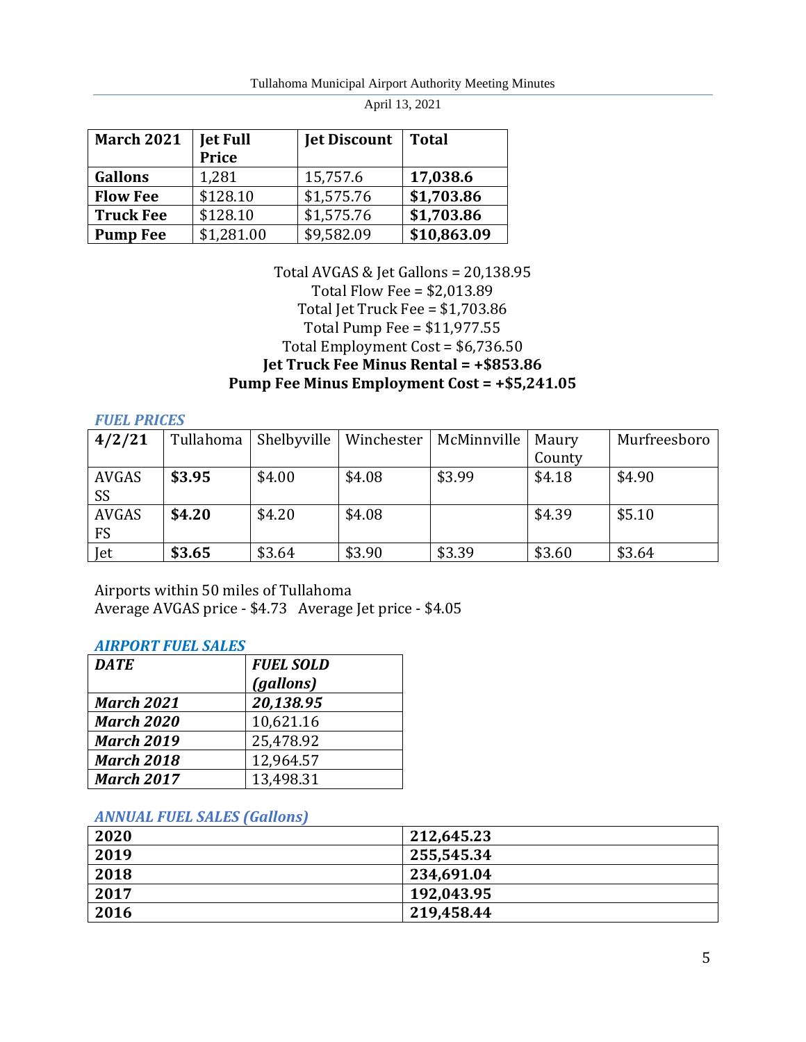| March 2021 | Jet Full Price | Jet Discount | Total |
|---|---|---|---|
| **Gallons** | 1,281 | 15,757.6 | **17,038.6** |
| **Flow Fee** | $128.10 | $1,575.76 | **$1,703.86** |
| **Truck Fee** | $128.10 | $1,575.76 | **$1,703.86** |
| **Pump Fee** | $1,281.00 | $9,582.09 | **$10,863.09** |

Total AVGAS & Jet Gallons = 20,138.95
Total Flow Fee = $2,013.89
Total Jet Truck Fee = $1,703.86
Total Pump Fee = $11,977.55
Total Employment Cost = $6,736.50
**Jet Truck Fee Minus Rental = +$853.86**
**Pump Fee Minus Employment Cost = +$5,241.05**

### *FUEL PRICES*

| 4/2/21 | Tullahoma | Shelbyville | Winchester | McMinnville | Maury County | Murfreesboro |
|---|---|---|---|---|---|---|
| AVGAS SS | **$3.95** | $4.00 | $4.08 | $3.99 | $4.18 | $4.90 |
| AVGAS FS | **$4.20** | $4.20 | $4.08 | | $4.39 | $5.10 |
| Jet | **$3.65** | $3.64 | $3.90 | $3.39 | $3.60 | $3.64 |

Airports within 50 miles of Tullahoma
Average AVGAS price - $4.73   Average Jet price - $4.05

### *AIRPORT FUEL SALES*

| *DATE* | *FUEL SOLD (gallons)* |
|---|---|
| ***March 2021*** | ***20,138.95*** |
| ***March 2020*** | 10,621.16 |
| ***March 2019*** | 25,478.92 |
| ***March 2018*** | 12,964.57 |
| ***March 2017*** | 13,498.31 |

### *ANNUAL FUEL SALES (Gallons)*

| | |
|---|---|
| **2020** | **212,645.23** |
| **2019** | **255,545.34** |
| **2018** | **234,691.04** |
| **2017** | **192,043.95** |
| **2016** | **219,458.44** |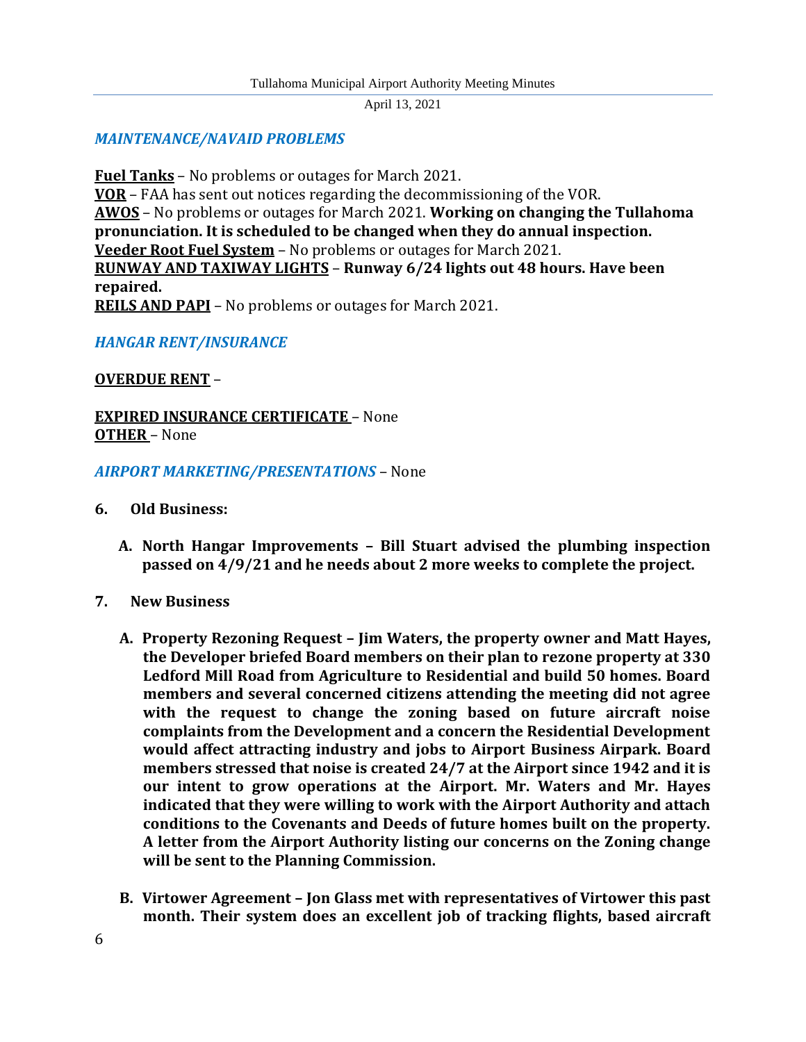### *MAINTENANCE/NAVAID PROBLEMS*

**Fuel Tanks** – No problems or outages for March 2021.
**VOR** – FAA has sent out notices regarding the decommissioning of the VOR.
**AWOS** – No problems or outages for March 2021. **Working on changing the Tullahoma pronunciation. It is scheduled to be changed when they do annual inspection.**
**Veeder Root Fuel System** – No problems or outages for March 2021.
**RUNWAY AND TAXIWAY LIGHTS** – **Runway 6/24 lights out 48 hours. Have been repaired.**
**REILS AND PAPI** – No problems or outages for March 2021.

### *HANGAR RENT/INSURANCE*

**OVERDUE RENT** –

**EXPIRED INSURANCE CERTIFICATE** – None
**OTHER** – None

### *AIRPORT MARKETING/PRESENTATIONS* – None

**6. Old Business:**

**A. North Hangar Improvements – Bill Stuart advised the plumbing inspection passed on 4/9/21 and he needs about 2 more weeks to complete the project.**

**7. New Business**

**A. Property Rezoning Request – Jim Waters, the property owner and Matt Hayes, the Developer briefed Board members on their plan to rezone property at 330 Ledford Mill Road from Agriculture to Residential and build 50 homes. Board members and several concerned citizens attending the meeting did not agree with the request to change the zoning based on future aircraft noise complaints from the Development and a concern the Residential Development would affect attracting industry and jobs to Airport Business Airpark. Board members stressed that noise is created 24/7 at the Airport since 1942 and it is our intent to grow operations at the Airport. Mr. Waters and Mr. Hayes indicated that they were willing to work with the Airport Authority and attach conditions to the Covenants and Deeds of future homes built on the property. A letter from the Airport Authority listing our concerns on the Zoning change will be sent to the Planning Commission.**

**B. Virtower Agreement – Jon Glass met with representatives of Virtower this past month. Their system does an excellent job of tracking flights, based aircraft**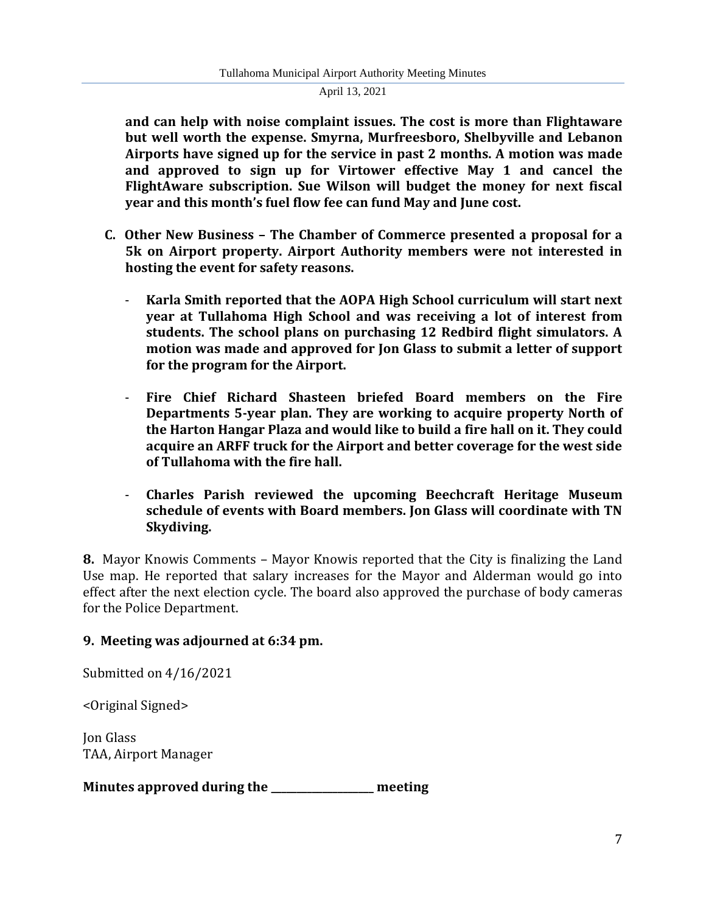**and can help with noise complaint issues. The cost is more than Flightaware but well worth the expense. Smyrna, Murfreesboro, Shelbyville and Lebanon Airports have signed up for the service in past 2 months. A motion was made and approved to sign up for Virtower effective May 1 and cancel the FlightAware subscription. Sue Wilson will budget the money for next fiscal year and this month's fuel flow fee can fund May and June cost.**

C. **Other New Business – The Chamber of Commerce presented a proposal for a 5k on Airport property. Airport Authority members were not interested in hosting the event for safety reasons.**

   - **Karla Smith reported that the AOPA High School curriculum will start next year at Tullahoma High School and was receiving a lot of interest from students. The school plans on purchasing 12 Redbird flight simulators. A motion was made and approved for Jon Glass to submit a letter of support for the program for the Airport.**

   - **Fire Chief Richard Shasteen briefed Board members on the Fire Departments 5-year plan. They are working to acquire property North of the Harton Hangar Plaza and would like to build a fire hall on it. They could acquire an ARFF truck for the Airport and better coverage for the west side of Tullahoma with the fire hall.**

   - **Charles Parish reviewed the upcoming Beechcraft Heritage Museum schedule of events with Board members. Jon Glass will coordinate with TN Skydiving.**

**8.** Mayor Knowis Comments – Mayor Knowis reported that the City is finalizing the Land Use map. He reported that salary increases for the Mayor and Alderman would go into effect after the next election cycle. The board also approved the purchase of body cameras for the Police Department.

**9. Meeting was adjourned at 6:34 pm.**

Submitted on 4/16/2021

<Original Signed>

Jon Glass
TAA, Airport Manager

**Minutes approved during the ___________________ meeting**